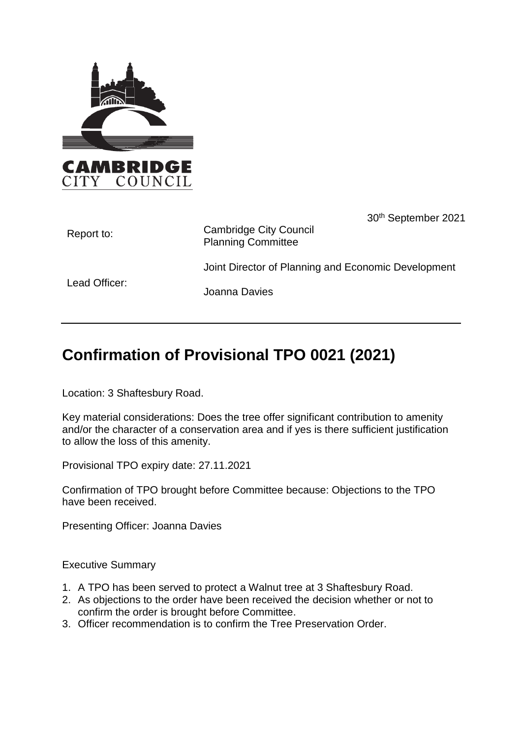CAMBRIDGE CITY COUNCIL

30th September 2021

| | |
|---|---|
| Report to: | Cambridge City Council Planning Committee |
| Lead Officer: | Joint Director of Planning and Economic Development<br>Joanna Davies |

# Confirmation of Provisional TPO 0021 (2021)

Location: 3 Shaftesbury Road.

Key material considerations: Does the tree offer significant contribution to amenity and/or the character of a conservation area and if yes is there sufficient justification to allow the loss of this amenity.

Provisional TPO expiry date: 27.11.2021

Confirmation of TPO brought before Committee because: Objections to the TPO have been received.

Presenting Officer: Joanna Davies

Executive Summary

1. A TPO has been served to protect a Walnut tree at 3 Shaftesbury Road.
2. As objections to the order have been received the decision whether or not to confirm the order is brought before Committee.
3. Officer recommendation is to confirm the Tree Preservation Order.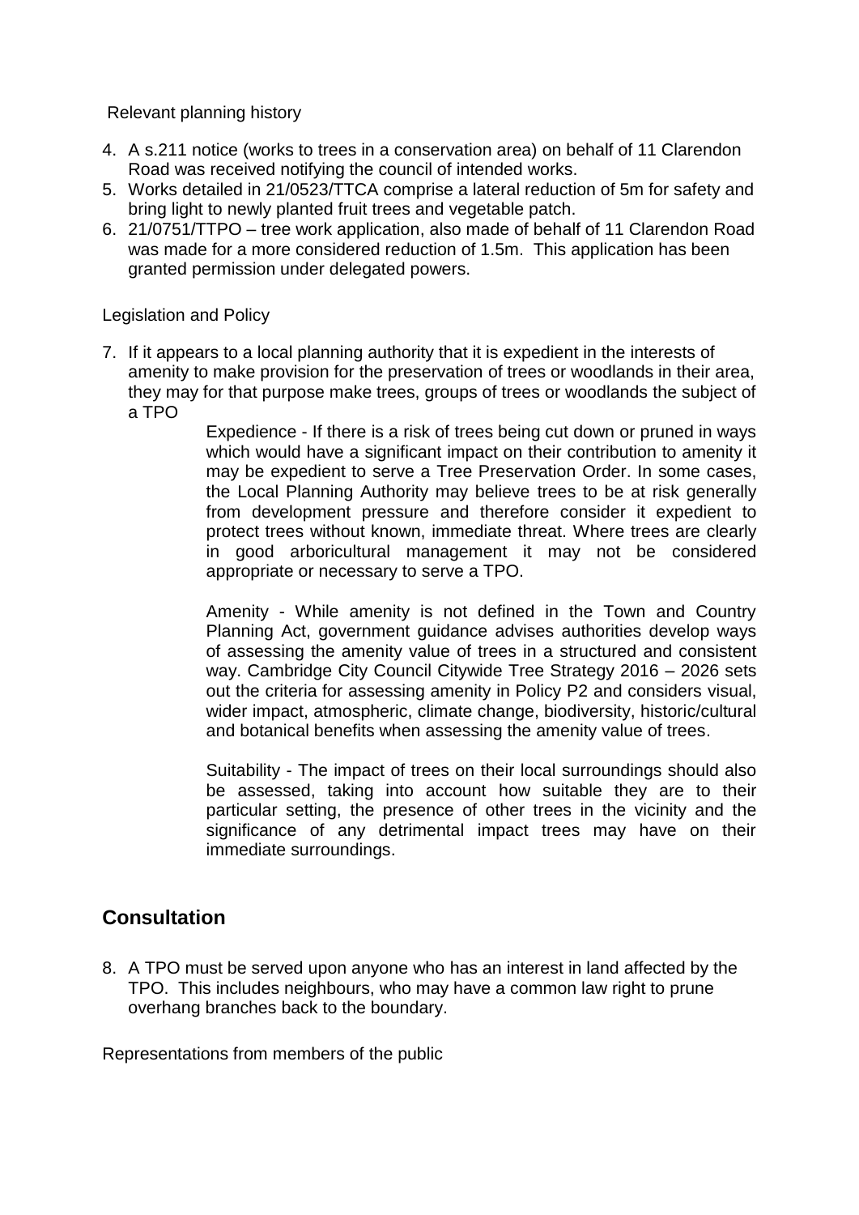Relevant planning history

4. A s.211 notice (works to trees in a conservation area) on behalf of 11 Clarendon Road was received notifying the council of intended works.
5. Works detailed in 21/0523/TTCA comprise a lateral reduction of 5m for safety and bring light to newly planted fruit trees and vegetable patch.
6. 21/0751/TTPO – tree work application, also made of behalf of 11 Clarendon Road was made for a more considered reduction of 1.5m. This application has been granted permission under delegated powers.

Legislation and Policy

7. If it appears to a local planning authority that it is expedient in the interests of amenity to make provision for the preservation of trees or woodlands in their area, they may for that purpose make trees, groups of trees or woodlands the subject of a TPO

   Expedience - If there is a risk of trees being cut down or pruned in ways which would have a significant impact on their contribution to amenity it may be expedient to serve a Tree Preservation Order. In some cases, the Local Planning Authority may believe trees to be at risk generally from development pressure and therefore consider it expedient to protect trees without known, immediate threat. Where trees are clearly in good arboricultural management it may not be considered appropriate or necessary to serve a TPO.

   Amenity - While amenity is not defined in the Town and Country Planning Act, government guidance advises authorities develop ways of assessing the amenity value of trees in a structured and consistent way. Cambridge City Council Citywide Tree Strategy 2016 – 2026 sets out the criteria for assessing amenity in Policy P2 and considers visual, wider impact, atmospheric, climate change, biodiversity, historic/cultural and botanical benefits when assessing the amenity value of trees.

   Suitability - The impact of trees on their local surroundings should also be assessed, taking into account how suitable they are to their particular setting, the presence of other trees in the vicinity and the significance of any detrimental impact trees may have on their immediate surroundings.

## Consultation

8. A TPO must be served upon anyone who has an interest in land affected by the TPO. This includes neighbours, who may have a common law right to prune overhang branches back to the boundary.

Representations from members of the public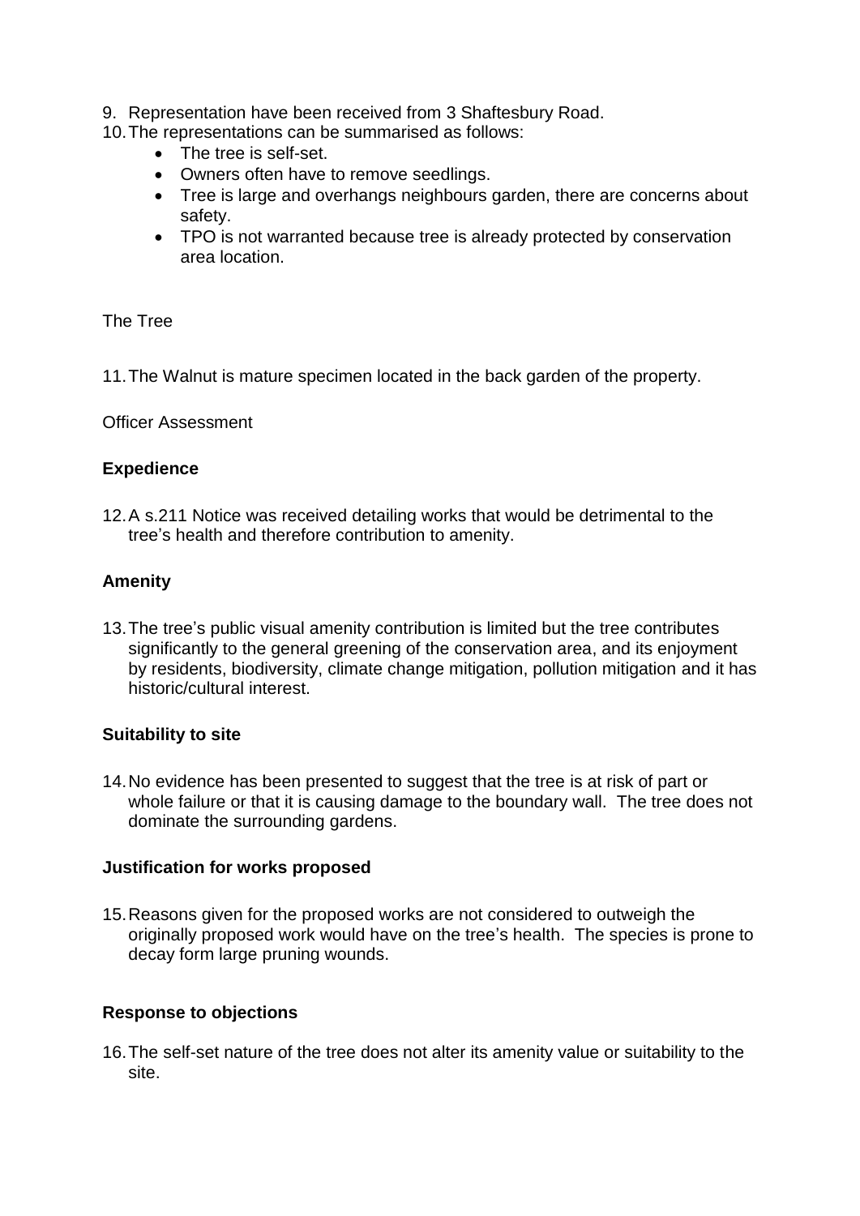9. Representation have been received from 3 Shaftesbury Road.
10. The representations can be summarised as follows:
    - The tree is self-set.
    - Owners often have to remove seedlings.
    - Tree is large and overhangs neighbours garden, there are concerns about safety.
    - TPO is not warranted because tree is already protected by conservation area location.

The Tree

11. The Walnut is mature specimen located in the back garden of the property.

Officer Assessment

**Expedience**

12. A s.211 Notice was received detailing works that would be detrimental to the tree's health and therefore contribution to amenity.

**Amenity**

13. The tree's public visual amenity contribution is limited but the tree contributes significantly to the general greening of the conservation area, and its enjoyment by residents, biodiversity, climate change mitigation, pollution mitigation and it has historic/cultural interest.

**Suitability to site**

14. No evidence has been presented to suggest that the tree is at risk of part or whole failure or that it is causing damage to the boundary wall. The tree does not dominate the surrounding gardens.

**Justification for works proposed**

15. Reasons given for the proposed works are not considered to outweigh the originally proposed work would have on the tree's health. The species is prone to decay form large pruning wounds.

**Response to objections**

16. The self-set nature of the tree does not alter its amenity value or suitability to the site.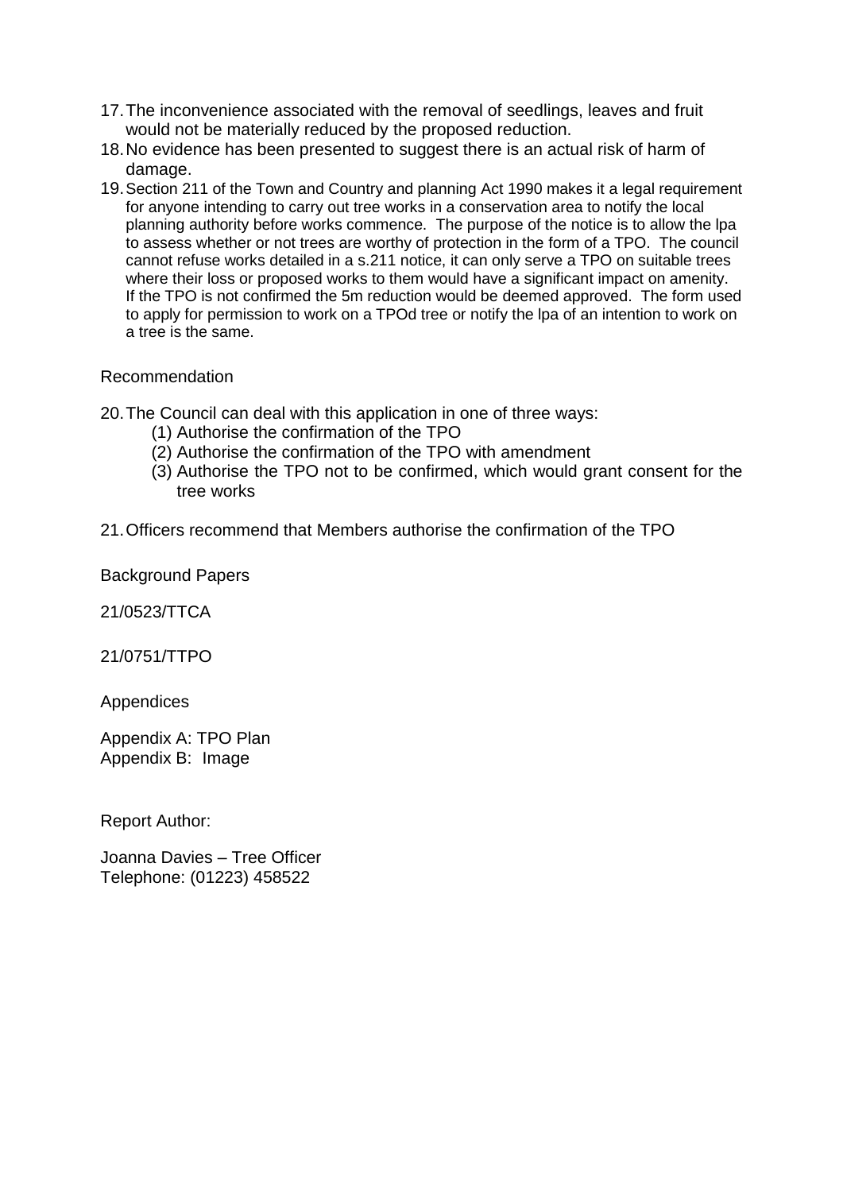17. The inconvenience associated with the removal of seedlings, leaves and fruit would not be materially reduced by the proposed reduction.
18. No evidence has been presented to suggest there is an actual risk of harm of damage.
19. Section 211 of the Town and Country and planning Act 1990 makes it a legal requirement for anyone intending to carry out tree works in a conservation area to notify the local planning authority before works commence. The purpose of the notice is to allow the lpa to assess whether or not trees are worthy of protection in the form of a TPO. The council cannot refuse works detailed in a s.211 notice, it can only serve a TPO on suitable trees where their loss or proposed works to them would have a significant impact on amenity. If the TPO is not confirmed the 5m reduction would be deemed approved. The form used to apply for permission to work on a TPOd tree or notify the lpa of an intention to work on a tree is the same.

Recommendation

20. The Council can deal with this application in one of three ways:
    (1) Authorise the confirmation of the TPO
    (2) Authorise the confirmation of the TPO with amendment
    (3) Authorise the TPO not to be confirmed, which would grant consent for the tree works

21. Officers recommend that Members authorise the confirmation of the TPO

Background Papers

21/0523/TTCA

21/0751/TTPO

Appendices

Appendix A: TPO Plan
Appendix B: Image

Report Author:

Joanna Davies – Tree Officer
Telephone: (01223) 458522